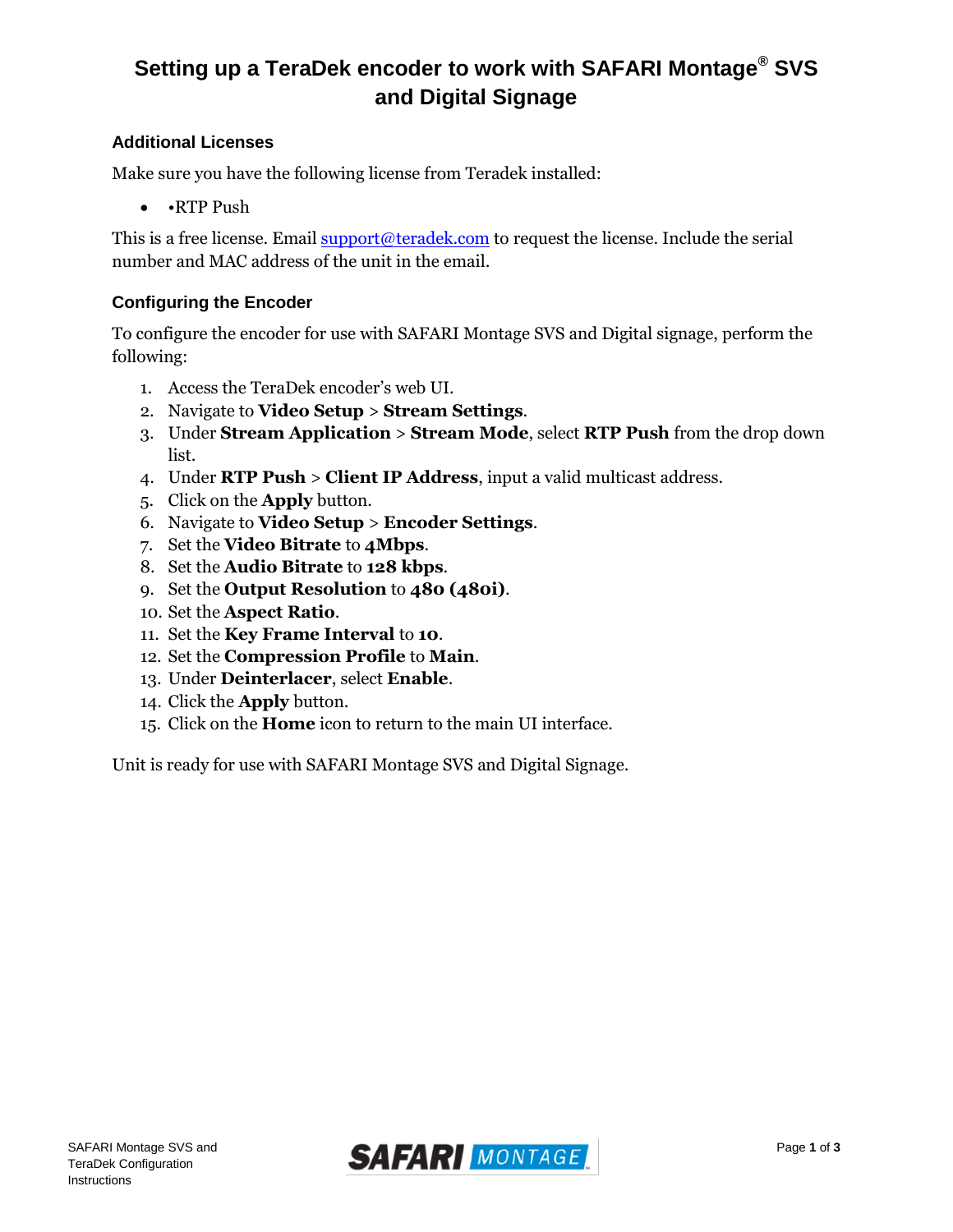# Setting up a TeraDek encoder to work with SAFARI Montage® SVS and Digital Signage

### Additional Licenses

Make sure you have the following license from Teradek installed:

- •RTP Push

This is a free license. Email support@teradek.com to request the license. Include the serial number and MAC address of the unit in the email.

### Configuring the Encoder

To configure the encoder for use with SAFARI Montage SVS and Digital signage, perform the following:

1. Access the TeraDek encoder's web UI.
2. Navigate to **Video Setup** > **Stream Settings**.
3. Under **Stream Application** > **Stream Mode**, select **RTP Push** from the drop down list.
4. Under **RTP Push** > **Client IP Address**, input a valid multicast address.
5. Click on the **Apply** button.
6. Navigate to **Video Setup** > **Encoder Settings**.
7. Set the **Video Bitrate** to **4Mbps**.
8. Set the **Audio Bitrate** to **128 kbps**.
9. Set the **Output Resolution** to **480 (480i)**.
10. Set the **Aspect Ratio**.
11. Set the **Key Frame Interval** to **10**.
12. Set the **Compression Profile** to **Main**.
13. Under **Deinterlacer**, select **Enable**.
14. Click the **Apply** button.
15. Click on the **Home** icon to return to the main UI interface.

Unit is ready for use with SAFARI Montage SVS and Digital Signage.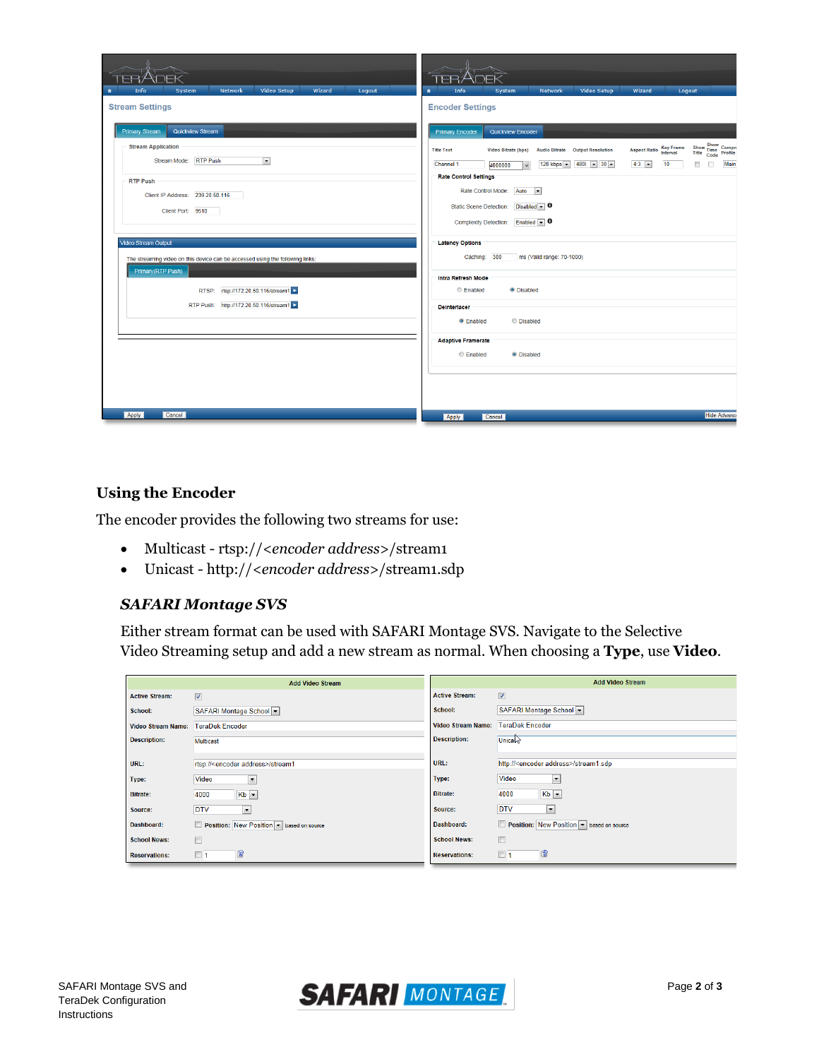## Using the Encoder

The encoder provides the following two streams for use:

- Multicast - rtsp://*<encoder address>*/stream1
- Unicast - http://*<encoder address>*/stream1.sdp

### *SAFARI Montage SVS*

Either stream format can be used with SAFARI Montage SVS. Navigate to the Selective Video Streaming setup and add a new stream as normal. When choosing a **Type**, use **Video**.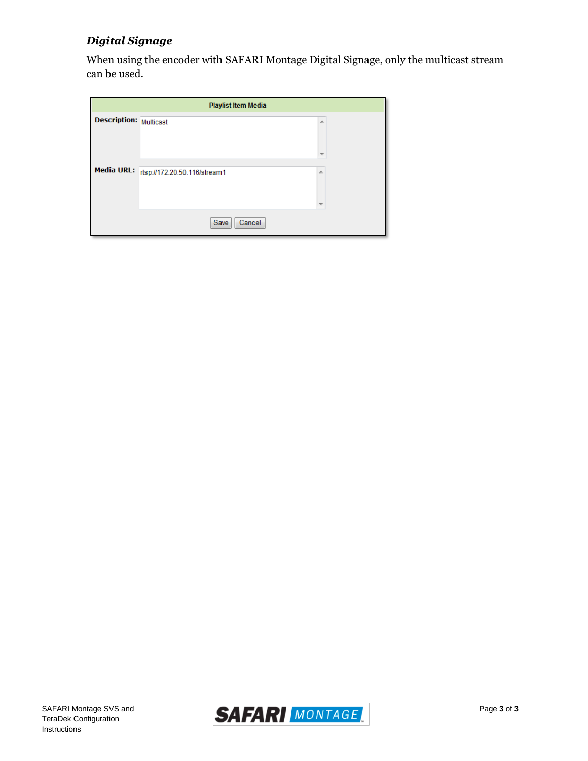### *Digital Signage*

When using the encoder with SAFARI Montage Digital Signage, only the multicast stream can be used.

**Playlist Item Media**

**Description:** Multicast

**Media URL:** rtsp://172.20.50.116/stream1

Save Cancel